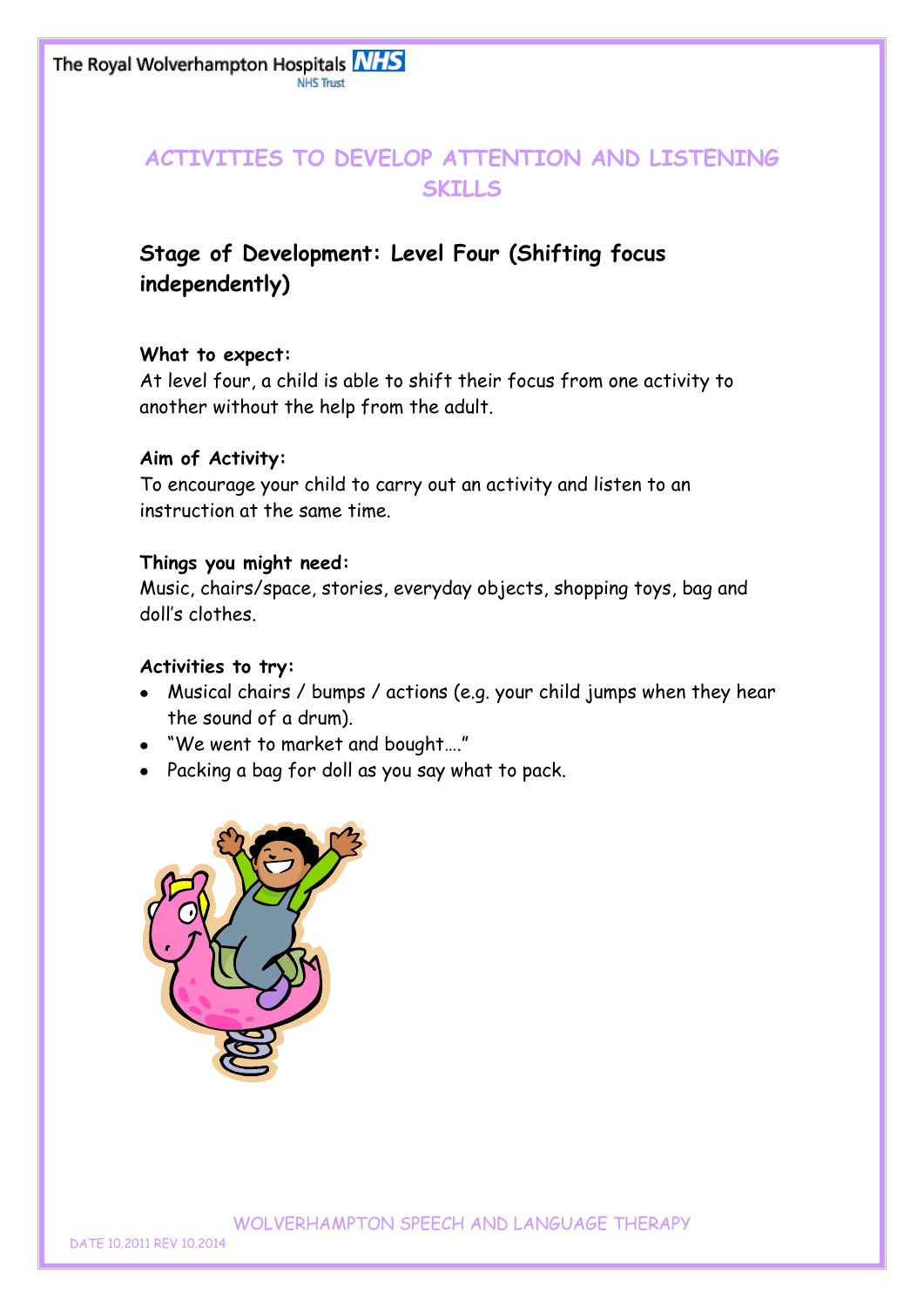# ACTIVITIES TO DEVELOP ATTENTION AND LISTENING SKILLS

## Stage of Development: Level Four (Shifting focus independently)

**What to expect:**
At level four, a child is able to shift their focus from one activity to another without the help from the adult.

**Aim of Activity:**
To encourage your child to carry out an activity and listen to an instruction at the same time.

**Things you might need:**
Music, chairs/space, stories, everyday objects, shopping toys, bag and doll's clothes.

**Activities to try:**

- Musical chairs / bumps / actions (e.g. your child jumps when they hear the sound of a drum).
- "We went to market and bought…."
- Packing a bag for doll as you say what to pack.

WOLVERHAMPTON SPEECH AND LANGUAGE THERAPY

DATE 10.2011 REV 10.2014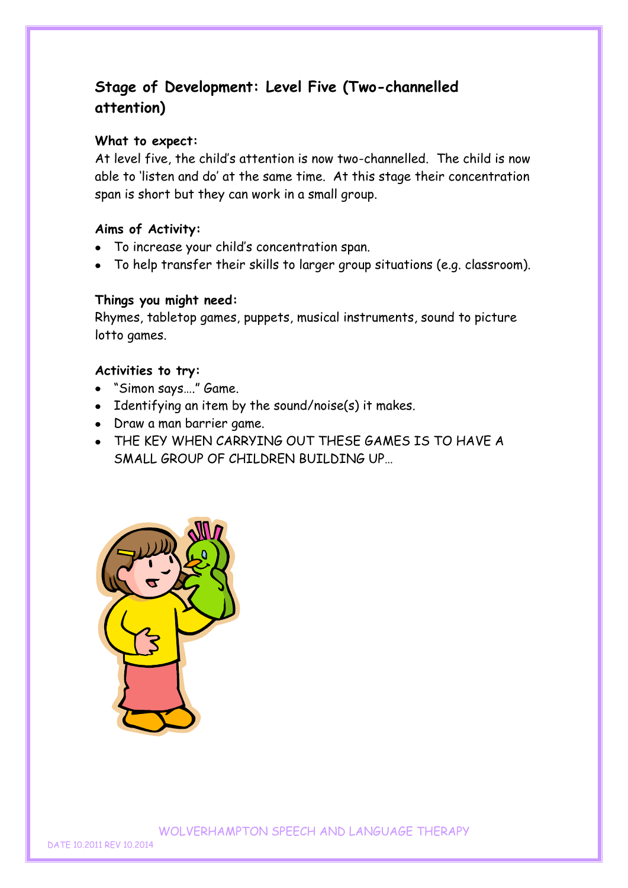## Stage of Development: Level Five (Two-channelled attention)

**What to expect:**
At level five, the child's attention is now two-channelled. The child is now able to 'listen and do' at the same time. At this stage their concentration span is short but they can work in a small group.

**Aims of Activity:**

- To increase your child's concentration span.
- To help transfer their skills to larger group situations (e.g. classroom).

**Things you might need:**
Rhymes, tabletop games, puppets, musical instruments, sound to picture lotto games.

**Activities to try:**

- "Simon says…." Game.
- Identifying an item by the sound/noise(s) it makes.
- Draw a man barrier game.
- THE KEY WHEN CARRYING OUT THESE GAMES IS TO HAVE A SMALL GROUP OF CHILDREN BUILDING UP…

WOLVERHAMPTON SPEECH AND LANGUAGE THERAPY

DATE 10.2011 REV 10.2014